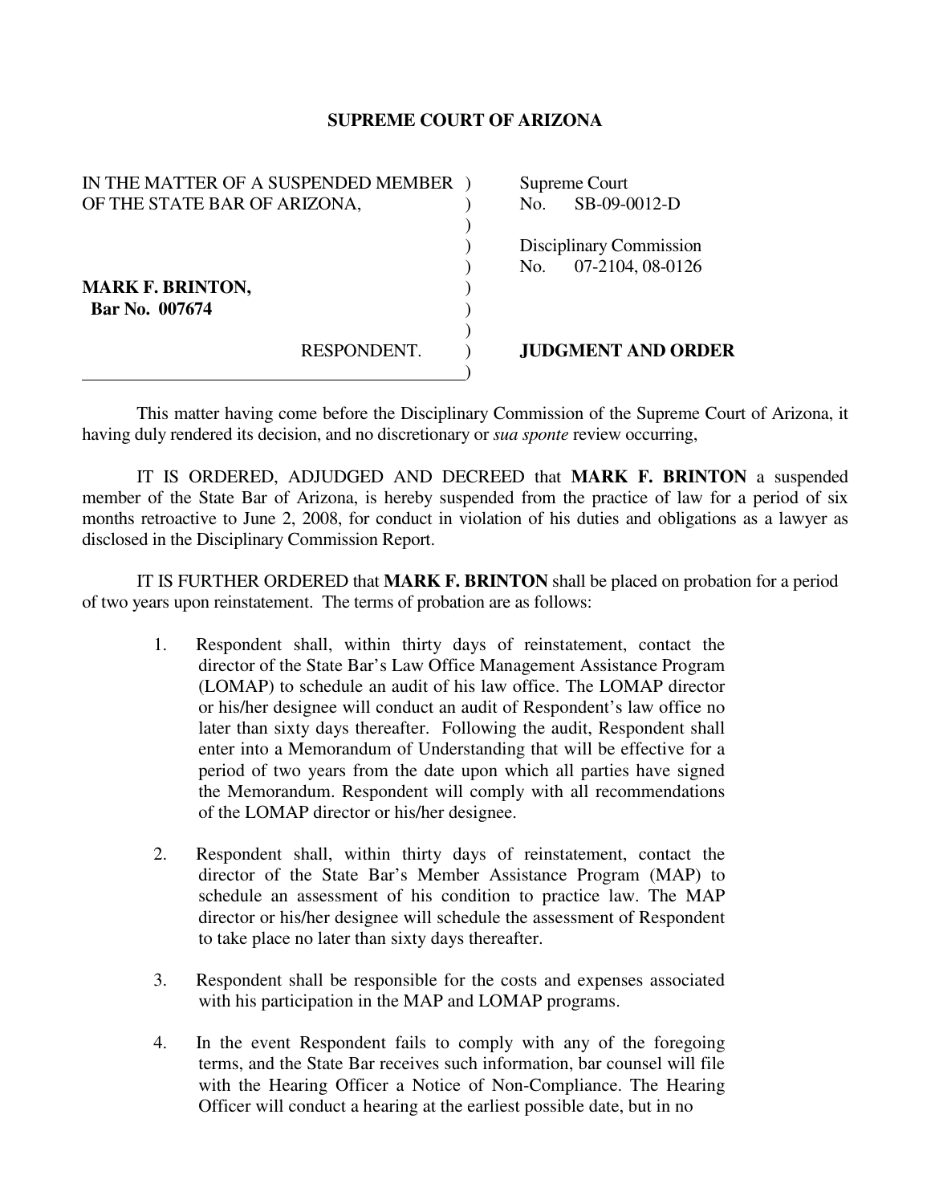# SUPREME COURT OF ARIZONA

| | |
|---|---|
| IN THE MATTER OF A SUSPENDED MEMBER OF THE STATE BAR OF ARIZONA, | Supreme Court No. SB-09-0012-D |
| | Disciplinary Commission No. 07-2104, 08-0126 |
| **MARK F. BRINTON,** **Bar No. 007674** | |
| RESPONDENT. | **JUDGMENT AND ORDER** |

This matter having come before the Disciplinary Commission of the Supreme Court of Arizona, it having duly rendered its decision, and no discretionary or *sua sponte* review occurring,

IT IS ORDERED, ADJUDGED AND DECREED that **MARK F. BRINTON** a suspended member of the State Bar of Arizona, is hereby suspended from the practice of law for a period of six months retroactive to June 2, 2008, for conduct in violation of his duties and obligations as a lawyer as disclosed in the Disciplinary Commission Report.

IT IS FURTHER ORDERED that **MARK F. BRINTON** shall be placed on probation for a period of two years upon reinstatement. The terms of probation are as follows:

1. Respondent shall, within thirty days of reinstatement, contact the director of the State Bar's Law Office Management Assistance Program (LOMAP) to schedule an audit of his law office. The LOMAP director or his/her designee will conduct an audit of Respondent's law office no later than sixty days thereafter. Following the audit, Respondent shall enter into a Memorandum of Understanding that will be effective for a period of two years from the date upon which all parties have signed the Memorandum. Respondent will comply with all recommendations of the LOMAP director or his/her designee.

2. Respondent shall, within thirty days of reinstatement, contact the director of the State Bar's Member Assistance Program (MAP) to schedule an assessment of his condition to practice law. The MAP director or his/her designee will schedule the assessment of Respondent to take place no later than sixty days thereafter.

3. Respondent shall be responsible for the costs and expenses associated with his participation in the MAP and LOMAP programs.

4. In the event Respondent fails to comply with any of the foregoing terms, and the State Bar receives such information, bar counsel will file with the Hearing Officer a Notice of Non-Compliance. The Hearing Officer will conduct a hearing at the earliest possible date, but in no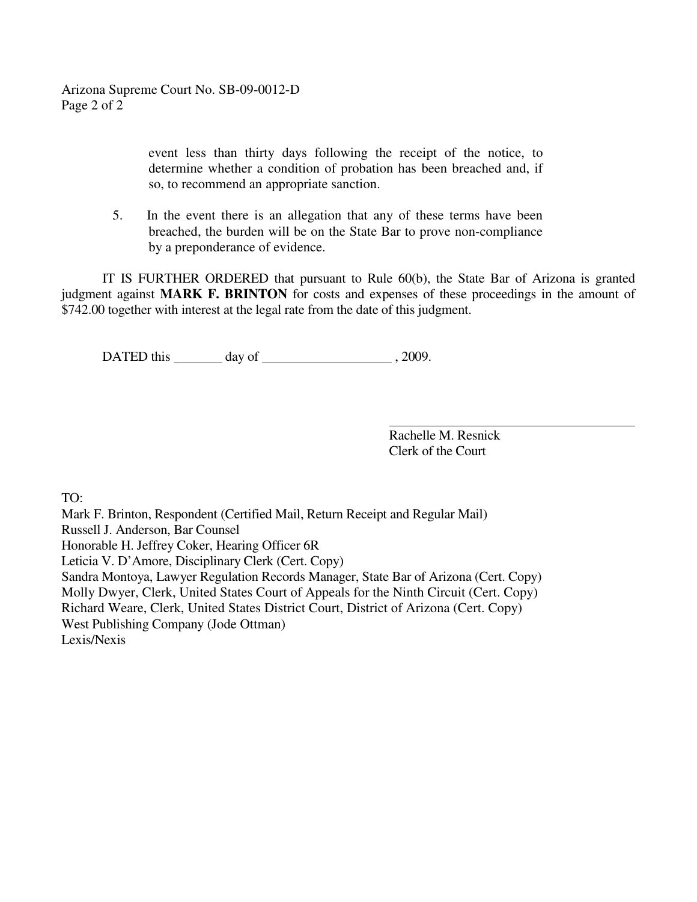event less than thirty days following the receipt of the notice, to determine whether a condition of probation has been breached and, if so, to recommend an appropriate sanction.

5. In the event there is an allegation that any of these terms have been breached, the burden will be on the State Bar to prove non-compliance by a preponderance of evidence.

IT IS FURTHER ORDERED that pursuant to Rule 60(b), the State Bar of Arizona is granted judgment against **MARK F. BRINTON** for costs and expenses of these proceedings in the amount of $742.00 together with interest at the legal rate from the date of this judgment.

DATED this _______ day of ___________________ , 2009.

_______________________________
Rachelle M. Resnick
Clerk of the Court

TO:
Mark F. Brinton, Respondent (Certified Mail, Return Receipt and Regular Mail)
Russell J. Anderson, Bar Counsel
Honorable H. Jeffrey Coker, Hearing Officer 6R
Leticia V. D'Amore, Disciplinary Clerk (Cert. Copy)
Sandra Montoya, Lawyer Regulation Records Manager, State Bar of Arizona (Cert. Copy)
Molly Dwyer, Clerk, United States Court of Appeals for the Ninth Circuit (Cert. Copy)
Richard Weare, Clerk, United States District Court, District of Arizona (Cert. Copy)
West Publishing Company (Jode Ottman)
Lexis/Nexis